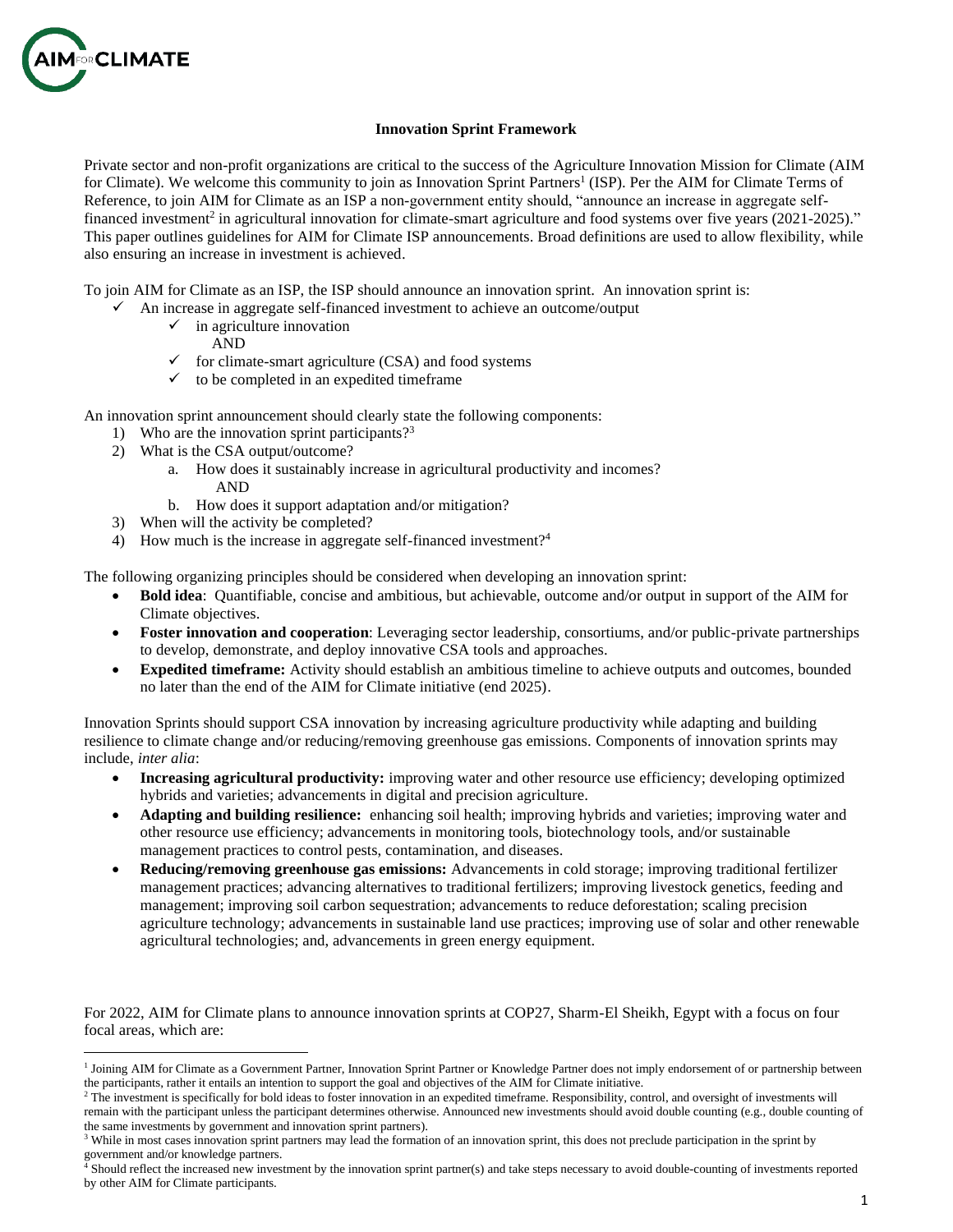# Innovation Sprint Framework

Private sector and non-profit organizations are critical to the success of the Agriculture Innovation Mission for Climate (AIM for Climate). We welcome this community to join as Innovation Sprint Partners[1] (ISP). Per the AIM for Climate Terms of Reference, to join AIM for Climate as an ISP a non-government entity should, "announce an increase in aggregate self-financed investment[2] in agricultural innovation for climate-smart agriculture and food systems over five years (2021-2025)." This paper outlines guidelines for AIM for Climate ISP announcements. Broad definitions are used to allow flexibility, while also ensuring an increase in investment is achieved.

To join AIM for Climate as an ISP, the ISP should announce an innovation sprint. An innovation sprint is:

- ✓ An increase in aggregate self-financed investment to achieve an outcome/output
  - ✓ in agriculture innovation
    AND
  - ✓ for climate-smart agriculture (CSA) and food systems
  - ✓ to be completed in an expedited timeframe

An innovation sprint announcement should clearly state the following components:

1) Who are the innovation sprint participants?[3]
2) What is the CSA output/outcome?
   a. How does it sustainably increase in agricultural productivity and incomes?
      AND
   b. How does it support adaptation and/or mitigation?
3) When will the activity be completed?
4) How much is the increase in aggregate self-financed investment?[4]

The following organizing principles should be considered when developing an innovation sprint:

- **Bold idea**: Quantifiable, concise and ambitious, but achievable, outcome and/or output in support of the AIM for Climate objectives.
- **Foster innovation and cooperation**: Leveraging sector leadership, consortiums, and/or public-private partnerships to develop, demonstrate, and deploy innovative CSA tools and approaches.
- **Expedited timeframe:** Activity should establish an ambitious timeline to achieve outputs and outcomes, bounded no later than the end of the AIM for Climate initiative (end 2025).

Innovation Sprints should support CSA innovation by increasing agriculture productivity while adapting and building resilience to climate change and/or reducing/removing greenhouse gas emissions. Components of innovation sprints may include, *inter alia*:

- **Increasing agricultural productivity:** improving water and other resource use efficiency; developing optimized hybrids and varieties; advancements in digital and precision agriculture.
- **Adapting and building resilience:** enhancing soil health; improving hybrids and varieties; improving water and other resource use efficiency; advancements in monitoring tools, biotechnology tools, and/or sustainable management practices to control pests, contamination, and diseases.
- **Reducing/removing greenhouse gas emissions:** Advancements in cold storage; improving traditional fertilizer management practices; advancing alternatives to traditional fertilizers; improving livestock genetics, feeding and management; improving soil carbon sequestration; advancements to reduce deforestation; scaling precision agriculture technology; advancements in sustainable land use practices; improving use of solar and other renewable agricultural technologies; and, advancements in green energy equipment.

For 2022, AIM for Climate plans to announce innovation sprints at COP27, Sharm-El Sheikh, Egypt with a focus on four focal areas, which are:

---

[1] Joining AIM for Climate as a Government Partner, Innovation Sprint Partner or Knowledge Partner does not imply endorsement of or partnership between the participants, rather it entails an intention to support the goal and objectives of the AIM for Climate initiative.

[2] The investment is specifically for bold ideas to foster innovation in an expedited timeframe. Responsibility, control, and oversight of investments will remain with the participant unless the participant determines otherwise. Announced new investments should avoid double counting (e.g., double counting of the same investments by government and innovation sprint partners).

[3] While in most cases innovation sprint partners may lead the formation of an innovation sprint, this does not preclude participation in the sprint by government and/or knowledge partners.

[4] Should reflect the increased new investment by the innovation sprint partner(s) and take steps necessary to avoid double-counting of investments reported by other AIM for Climate participants.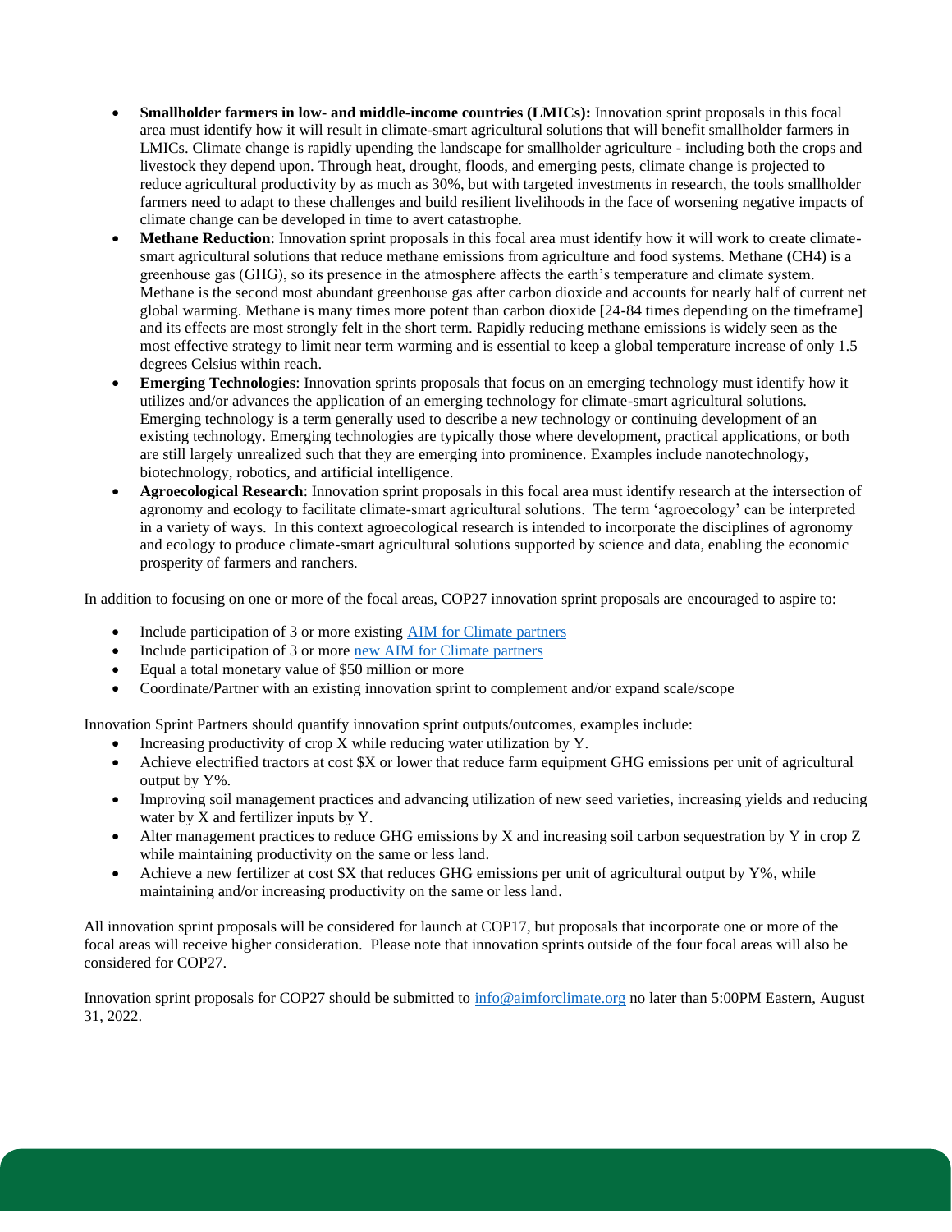- **Smallholder farmers in low- and middle-income countries (LMICs):** Innovation sprint proposals in this focal area must identify how it will result in climate-smart agricultural solutions that will benefit smallholder farmers in LMICs. Climate change is rapidly upending the landscape for smallholder agriculture - including both the crops and livestock they depend upon. Through heat, drought, floods, and emerging pests, climate change is projected to reduce agricultural productivity by as much as 30%, but with targeted investments in research, the tools smallholder farmers need to adapt to these challenges and build resilient livelihoods in the face of worsening negative impacts of climate change can be developed in time to avert catastrophe.
- **Methane Reduction**: Innovation sprint proposals in this focal area must identify how it will work to create climate-smart agricultural solutions that reduce methane emissions from agriculture and food systems. Methane ($CH_4$) is a greenhouse gas (GHG), so its presence in the atmosphere affects the earth's temperature and climate system. Methane is the second most abundant greenhouse gas after carbon dioxide and accounts for nearly half of current net global warming. Methane is many times more potent than carbon dioxide [24-84 times depending on the timeframe] and its effects are most strongly felt in the short term. Rapidly reducing methane emissions is widely seen as the most effective strategy to limit near term warming and is essential to keep a global temperature increase of only 1.5 degrees Celsius within reach.
- **Emerging Technologies**: Innovation sprints proposals that focus on an emerging technology must identify how it utilizes and/or advances the application of an emerging technology for climate-smart agricultural solutions. Emerging technology is a term generally used to describe a new technology or continuing development of an existing technology. Emerging technologies are typically those where development, practical applications, or both are still largely unrealized such that they are emerging into prominence. Examples include nanotechnology, biotechnology, robotics, and artificial intelligence.
- **Agroecological Research**: Innovation sprint proposals in this focal area must identify research at the intersection of agronomy and ecology to facilitate climate-smart agricultural solutions. The term 'agroecology' can be interpreted in a variety of ways. In this context agroecological research is intended to incorporate the disciplines of agronomy and ecology to produce climate-smart agricultural solutions supported by science and data, enabling the economic prosperity of farmers and ranchers.

In addition to focusing on one or more of the focal areas, COP27 innovation sprint proposals are encouraged to aspire to:

- Include participation of 3 or more existing [AIM for Climate partners](#)
- Include participation of 3 or more [new AIM for Climate partners](#)
- Equal a total monetary value of $50 million or more
- Coordinate/Partner with an existing innovation sprint to complement and/or expand scale/scope

Innovation Sprint Partners should quantify innovation sprint outputs/outcomes, examples include:

- Increasing productivity of crop X while reducing water utilization by Y.
- Achieve electrified tractors at cost $X or lower that reduce farm equipment GHG emissions per unit of agricultural output by Y%.
- Improving soil management practices and advancing utilization of new seed varieties, increasing yields and reducing water by X and fertilizer inputs by Y.
- Alter management practices to reduce GHG emissions by X and increasing soil carbon sequestration by Y in crop Z while maintaining productivity on the same or less land.
- Achieve a new fertilizer at cost $X that reduces GHG emissions per unit of agricultural output by Y%, while maintaining and/or increasing productivity on the same or less land.

All innovation sprint proposals will be considered for launch at COP17, but proposals that incorporate one or more of the focal areas will receive higher consideration. Please note that innovation sprints outside of the four focal areas will also be considered for COP27.

Innovation sprint proposals for COP27 should be submitted to info@aimforclimate.org no later than 5:00PM Eastern, August 31, 2022.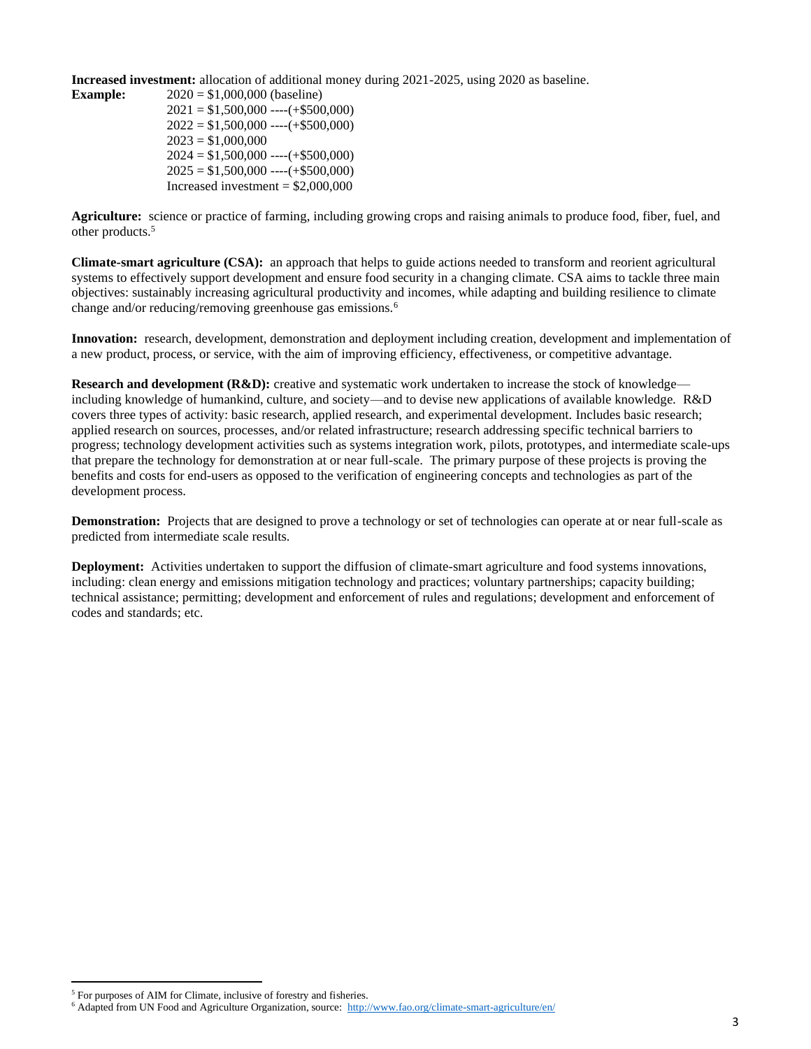**Increased investment:** allocation of additional money during 2021-2025, using 2020 as baseline.

**Example:**

2020 = $1,000,000 (baseline)
2021 = $1,500,000 ----(+$500,000)
2022 = $1,500,000 ----(+$500,000)
2023 = $1,000,000
2024 = $1,500,000 ----(+$500,000)
2025 = $1,500,000 ----(+$500,000)
Increased investment = $2,000,000

**Agriculture:** science or practice of farming, including growing crops and raising animals to produce food, fiber, fuel, and other products.[5]

**Climate-smart agriculture (CSA):** an approach that helps to guide actions needed to transform and reorient agricultural systems to effectively support development and ensure food security in a changing climate. CSA aims to tackle three main objectives: sustainably increasing agricultural productivity and incomes, while adapting and building resilience to climate change and/or reducing/removing greenhouse gas emissions.[6]

**Innovation:** research, development, demonstration and deployment including creation, development and implementation of a new product, process, or service, with the aim of improving efficiency, effectiveness, or competitive advantage.

**Research and development (R&D):** creative and systematic work undertaken to increase the stock of knowledge—including knowledge of humankind, culture, and society—and to devise new applications of available knowledge. R&D covers three types of activity: basic research, applied research, and experimental development. Includes basic research; applied research on sources, processes, and/or related infrastructure; research addressing specific technical barriers to progress; technology development activities such as systems integration work, pilots, prototypes, and intermediate scale-ups that prepare the technology for demonstration at or near full-scale. The primary purpose of these projects is proving the benefits and costs for end-users as opposed to the verification of engineering concepts and technologies as part of the development process.

**Demonstration:** Projects that are designed to prove a technology or set of technologies can operate at or near full-scale as predicted from intermediate scale results.

**Deployment:** Activities undertaken to support the diffusion of climate-smart agriculture and food systems innovations, including: clean energy and emissions mitigation technology and practices; voluntary partnerships; capacity building; technical assistance; permitting; development and enforcement of rules and regulations; development and enforcement of codes and standards; etc.

---

[5] For purposes of AIM for Climate, inclusive of forestry and fisheries.

[6] Adapted from UN Food and Agriculture Organization, source: http://www.fao.org/climate-smart-agriculture/en/